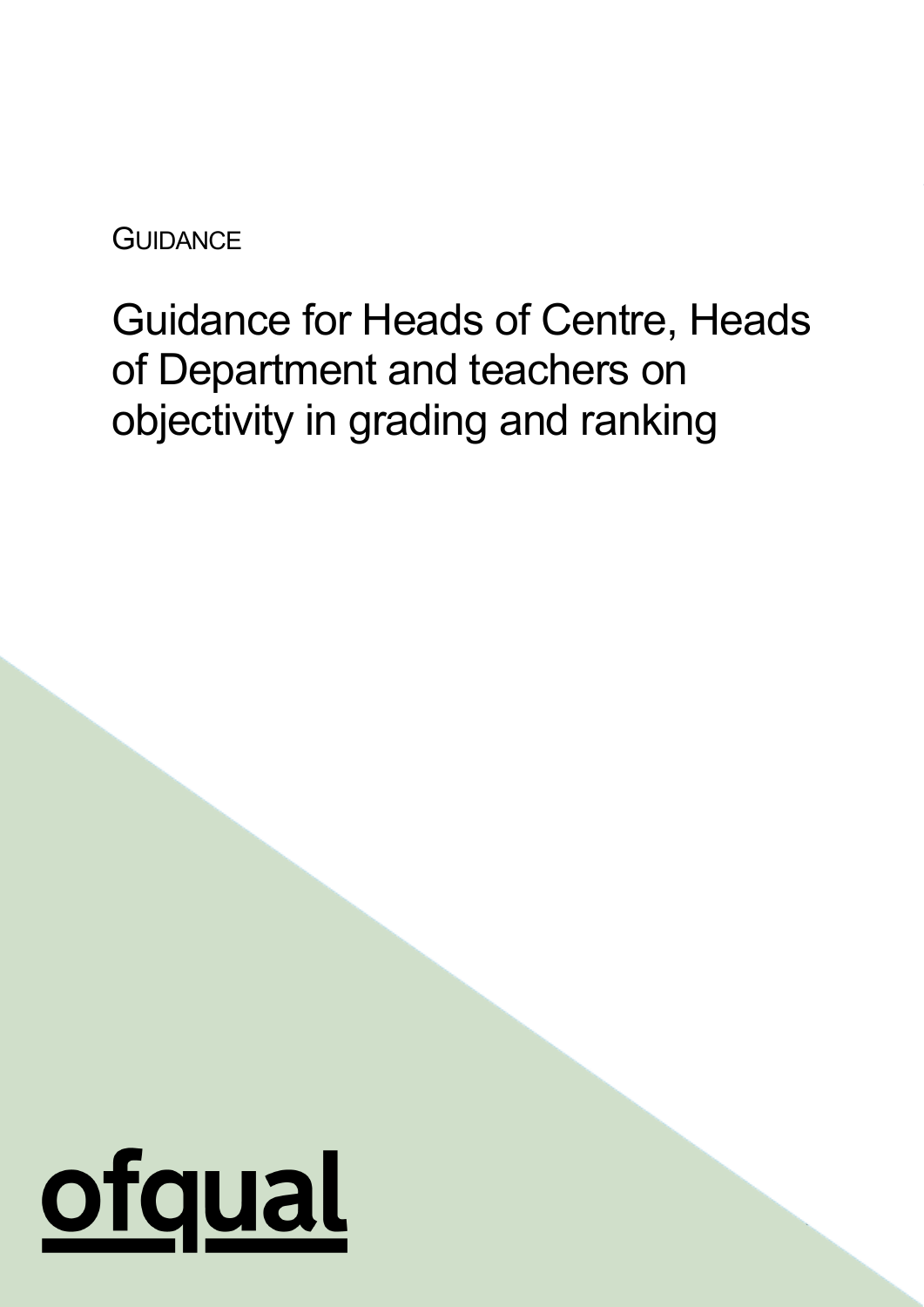GUIDANCE

# Guidance for Heads of Centre, Heads of Department and teachers on objectivity in grading and ranking

ofqual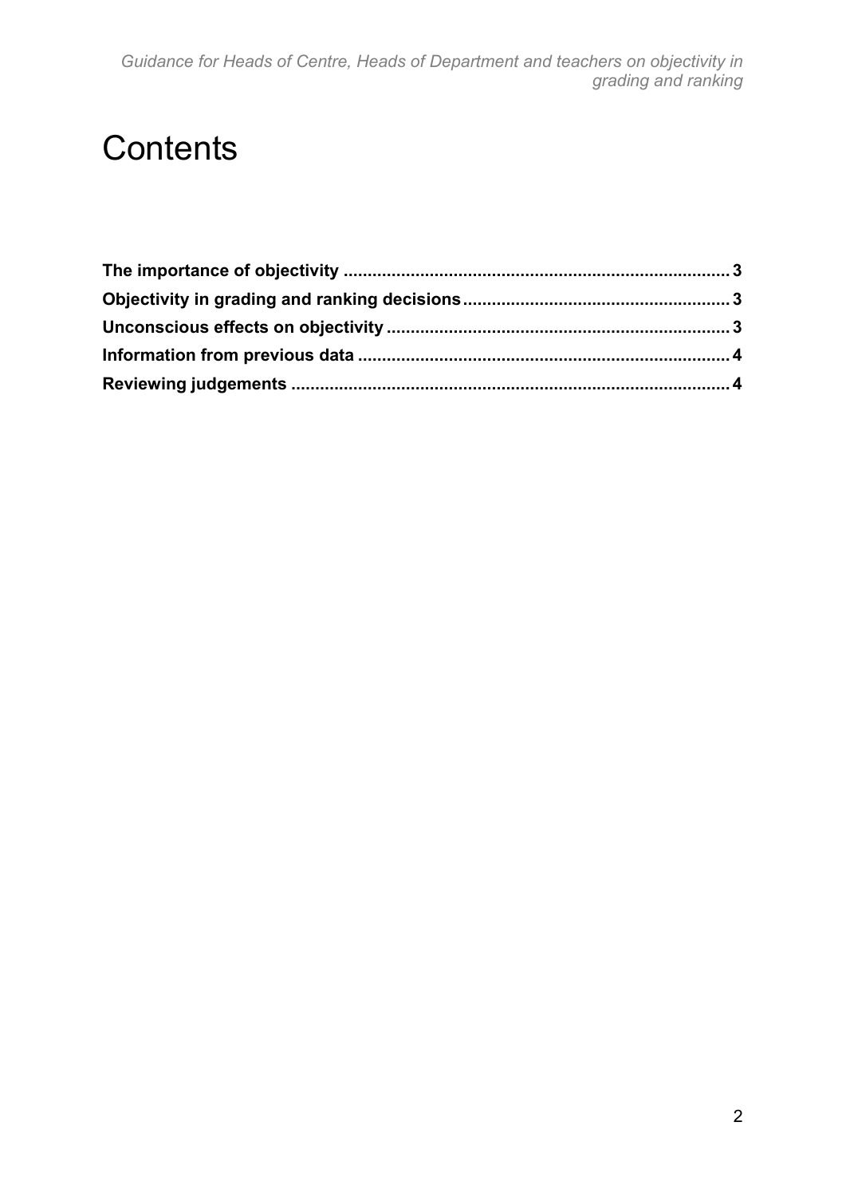# Contents

**The importance of objectivity** .......... 3

**Objectivity in grading and ranking decisions** .......... 3

**Unconscious effects on objectivity** .......... 3

**Information from previous data** .......... 4

**Reviewing judgements** .......... 4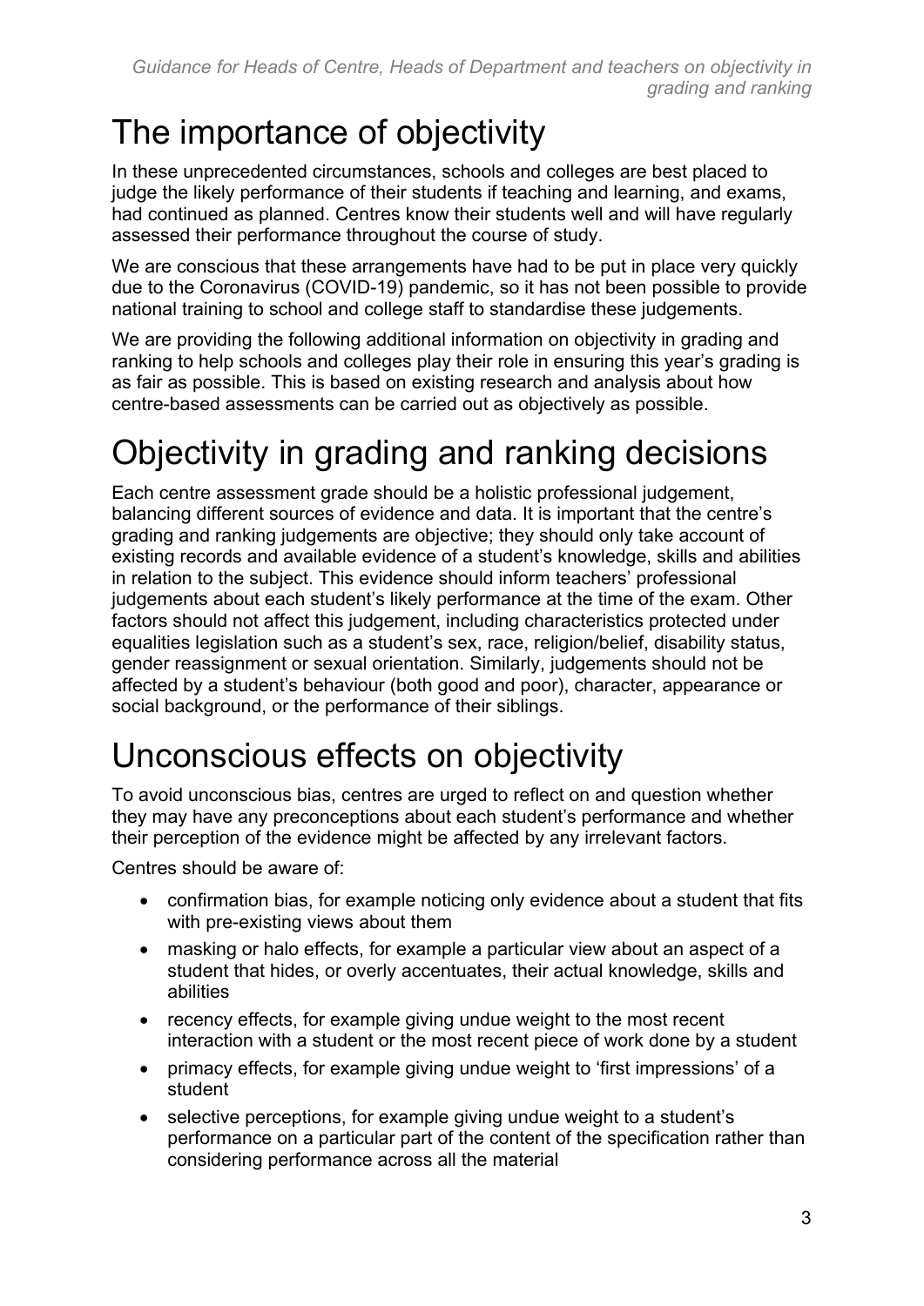# The importance of objectivity

In these unprecedented circumstances, schools and colleges are best placed to judge the likely performance of their students if teaching and learning, and exams, had continued as planned. Centres know their students well and will have regularly assessed their performance throughout the course of study.

We are conscious that these arrangements have had to be put in place very quickly due to the Coronavirus (COVID-19) pandemic, so it has not been possible to provide national training to school and college staff to standardise these judgements.

We are providing the following additional information on objectivity in grading and ranking to help schools and colleges play their role in ensuring this year's grading is as fair as possible. This is based on existing research and analysis about how centre-based assessments can be carried out as objectively as possible.

# Objectivity in grading and ranking decisions

Each centre assessment grade should be a holistic professional judgement, balancing different sources of evidence and data. It is important that the centre's grading and ranking judgements are objective; they should only take account of existing records and available evidence of a student's knowledge, skills and abilities in relation to the subject. This evidence should inform teachers' professional judgements about each student's likely performance at the time of the exam. Other factors should not affect this judgement, including characteristics protected under equalities legislation such as a student's sex, race, religion/belief, disability status, gender reassignment or sexual orientation. Similarly, judgements should not be affected by a student's behaviour (both good and poor), character, appearance or social background, or the performance of their siblings.

# Unconscious effects on objectivity

To avoid unconscious bias, centres are urged to reflect on and question whether they may have any preconceptions about each student's performance and whether their perception of the evidence might be affected by any irrelevant factors.

Centres should be aware of:

- confirmation bias, for example noticing only evidence about a student that fits with pre-existing views about them
- masking or halo effects, for example a particular view about an aspect of a student that hides, or overly accentuates, their actual knowledge, skills and abilities
- recency effects, for example giving undue weight to the most recent interaction with a student or the most recent piece of work done by a student
- primacy effects, for example giving undue weight to 'first impressions' of a student
- selective perceptions, for example giving undue weight to a student's performance on a particular part of the content of the specification rather than considering performance across all the material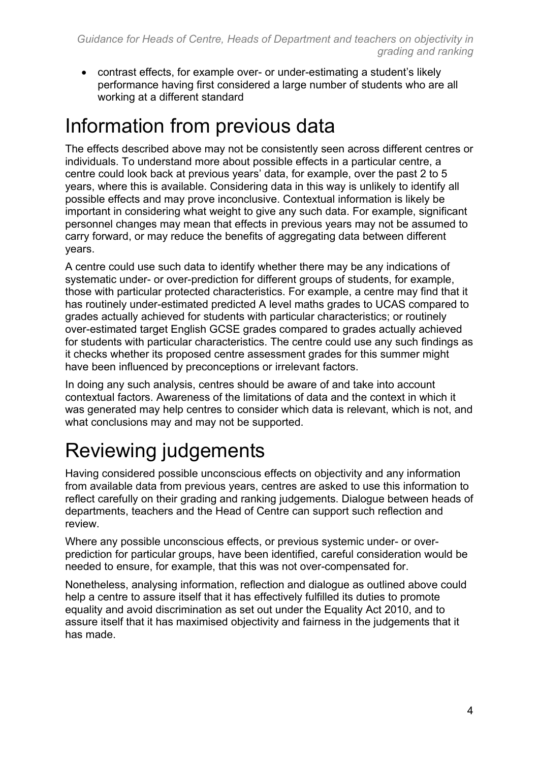- contrast effects, for example over- or under-estimating a student's likely performance having first considered a large number of students who are all working at a different standard

# Information from previous data

The effects described above may not be consistently seen across different centres or individuals. To understand more about possible effects in a particular centre, a centre could look back at previous years' data, for example, over the past 2 to 5 years, where this is available. Considering data in this way is unlikely to identify all possible effects and may prove inconclusive. Contextual information is likely be important in considering what weight to give any such data. For example, significant personnel changes may mean that effects in previous years may not be assumed to carry forward, or may reduce the benefits of aggregating data between different years.

A centre could use such data to identify whether there may be any indications of systematic under- or over-prediction for different groups of students, for example, those with particular protected characteristics. For example, a centre may find that it has routinely under-estimated predicted A level maths grades to UCAS compared to grades actually achieved for students with particular characteristics; or routinely over-estimated target English GCSE grades compared to grades actually achieved for students with particular characteristics. The centre could use any such findings as it checks whether its proposed centre assessment grades for this summer might have been influenced by preconceptions or irrelevant factors.

In doing any such analysis, centres should be aware of and take into account contextual factors. Awareness of the limitations of data and the context in which it was generated may help centres to consider which data is relevant, which is not, and what conclusions may and may not be supported.

# Reviewing judgements

Having considered possible unconscious effects on objectivity and any information from available data from previous years, centres are asked to use this information to reflect carefully on their grading and ranking judgements. Dialogue between heads of departments, teachers and the Head of Centre can support such reflection and review.

Where any possible unconscious effects, or previous systemic under- or over-prediction for particular groups, have been identified, careful consideration would be needed to ensure, for example, that this was not over-compensated for.

Nonetheless, analysing information, reflection and dialogue as outlined above could help a centre to assure itself that it has effectively fulfilled its duties to promote equality and avoid discrimination as set out under the Equality Act 2010, and to assure itself that it has maximised objectivity and fairness in the judgements that it has made.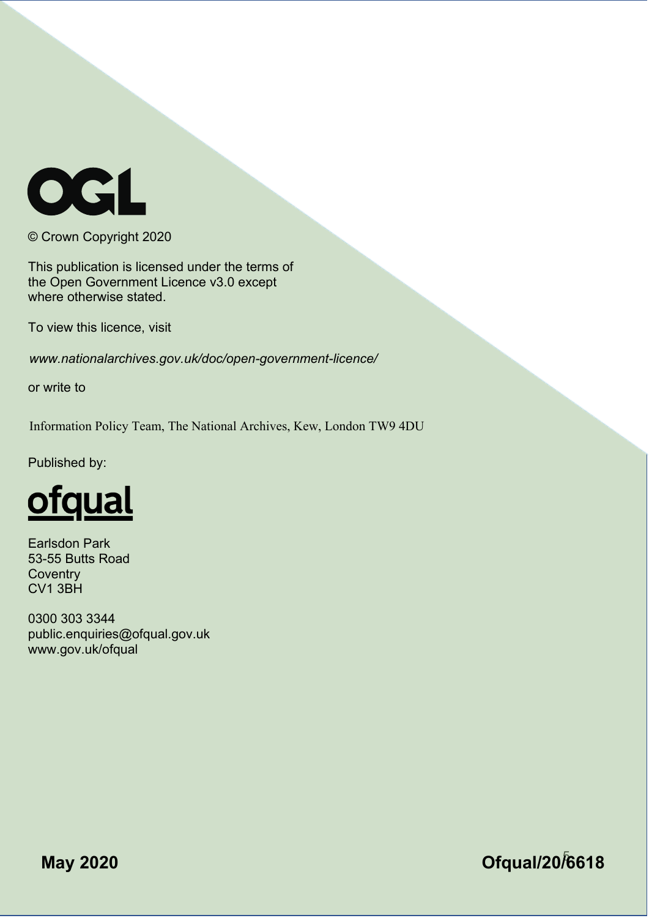OGL

© Crown Copyright 2020

This publication is licensed under the terms of the Open Government Licence v3.0 except where otherwise stated.

To view this licence, visit

*www.nationalarchives.gov.uk/doc/open-government-licence/*

or write to

Information Policy Team, The National Archives, Kew, London TW9 4DU

Published by:

ofqual

Earlsdon Park
53-55 Butts Road
Coventry
CV1 3BH

0300 303 3344
public.enquiries@ofqual.gov.uk
www.gov.uk/ofqual

**May 2020** **Ofqual/20/6618**